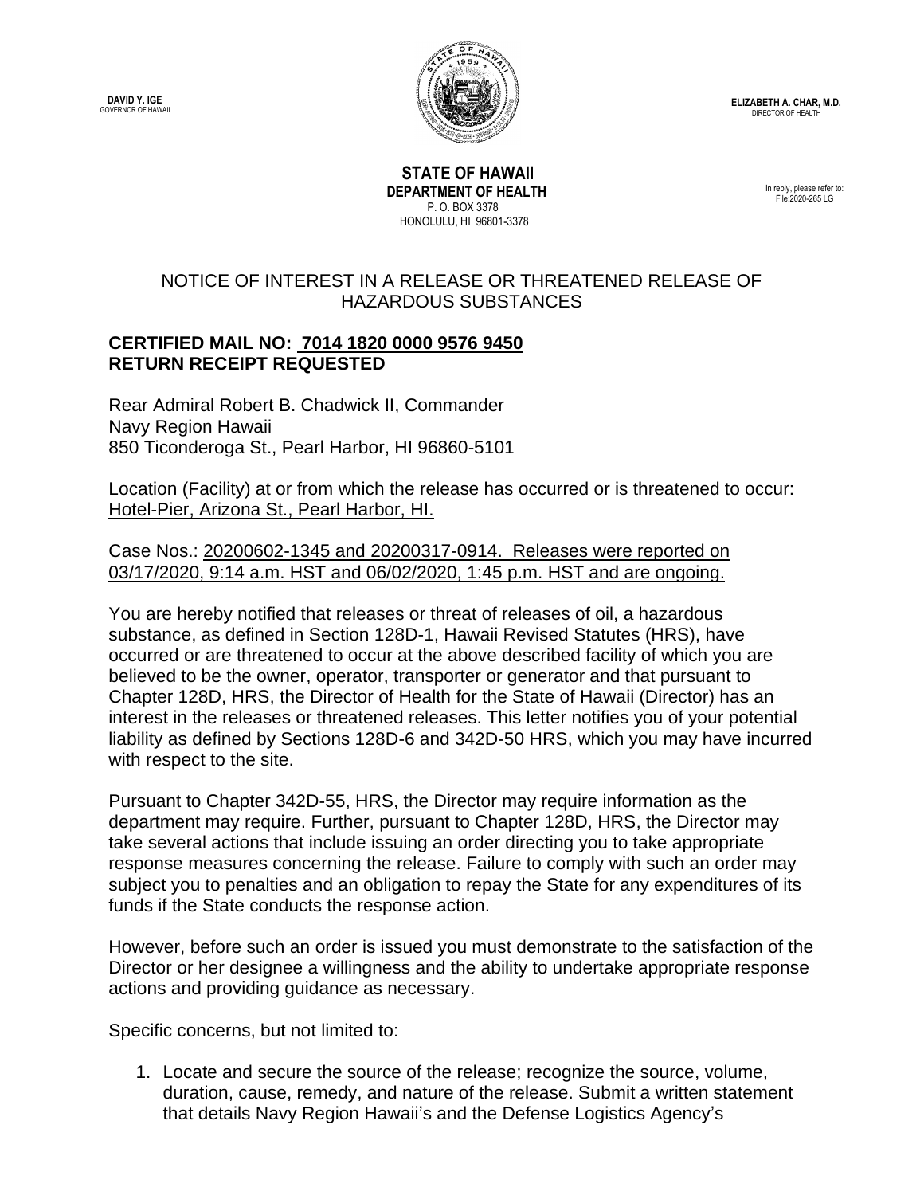**DAVID Y. IGE**
GOVERNOR OF HAWAII

**ELIZABETH A. CHAR, M.D.**
DIRECTOR OF HEALTH

**STATE OF HAWAII**
**DEPARTMENT OF HEALTH**
P. O. BOX 3378
HONOLULU, HI 96801-3378

In reply, please refer to:
File:2020-265 LG

NOTICE OF INTEREST IN A RELEASE OR THREATENED RELEASE OF HAZARDOUS SUBSTANCES

**CERTIFIED MAIL NO: 7014 1820 0000 9576 9450**
**RETURN RECEIPT REQUESTED**

Rear Admiral Robert B. Chadwick II, Commander
Navy Region Hawaii
850 Ticonderoga St., Pearl Harbor, HI 96860-5101

Location (Facility) at or from which the release has occurred or is threatened to occur: Hotel-Pier, Arizona St., Pearl Harbor, HI.

Case Nos.: 20200602-1345 and 20200317-0914. Releases were reported on 03/17/2020, 9:14 a.m. HST and 06/02/2020, 1:45 p.m. HST and are ongoing.

You are hereby notified that releases or threat of releases of oil, a hazardous substance, as defined in Section 128D-1, Hawaii Revised Statutes (HRS), have occurred or are threatened to occur at the above described facility of which you are believed to be the owner, operator, transporter or generator and that pursuant to Chapter 128D, HRS, the Director of Health for the State of Hawaii (Director) has an interest in the releases or threatened releases. This letter notifies you of your potential liability as defined by Sections 128D-6 and 342D-50 HRS, which you may have incurred with respect to the site.

Pursuant to Chapter 342D-55, HRS, the Director may require information as the department may require. Further, pursuant to Chapter 128D, HRS, the Director may take several actions that include issuing an order directing you to take appropriate response measures concerning the release. Failure to comply with such an order may subject you to penalties and an obligation to repay the State for any expenditures of its funds if the State conducts the response action.

However, before such an order is issued you must demonstrate to the satisfaction of the Director or her designee a willingness and the ability to undertake appropriate response actions and providing guidance as necessary.

Specific concerns, but not limited to:

1. Locate and secure the source of the release; recognize the source, volume, duration, cause, remedy, and nature of the release. Submit a written statement that details Navy Region Hawaii's and the Defense Logistics Agency's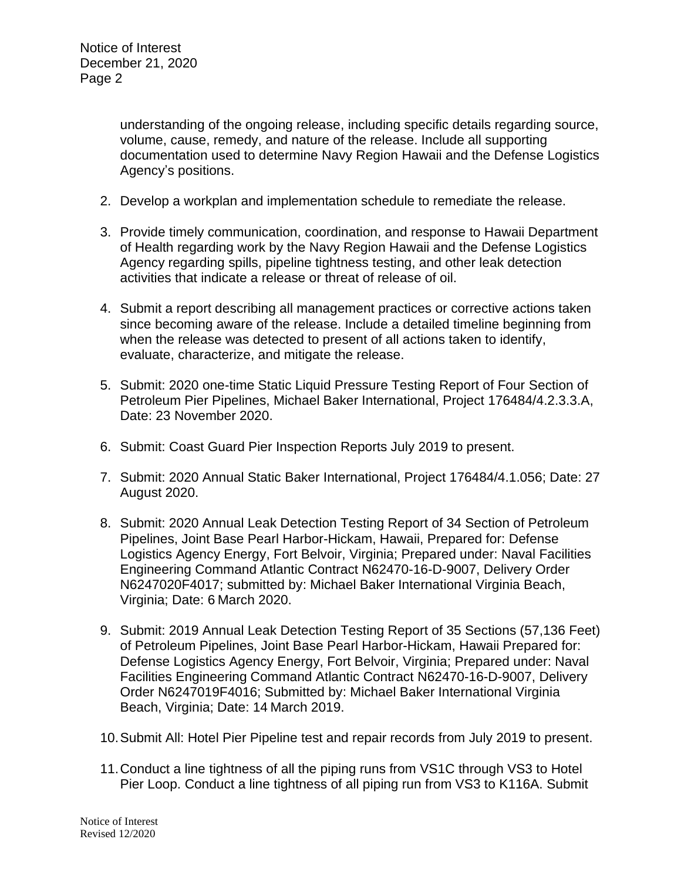understanding of the ongoing release, including specific details regarding source, volume, cause, remedy, and nature of the release. Include all supporting documentation used to determine Navy Region Hawaii and the Defense Logistics Agency's positions.

2. Develop a workplan and implementation schedule to remediate the release.

3. Provide timely communication, coordination, and response to Hawaii Department of Health regarding work by the Navy Region Hawaii and the Defense Logistics Agency regarding spills, pipeline tightness testing, and other leak detection activities that indicate a release or threat of release of oil.

4. Submit a report describing all management practices or corrective actions taken since becoming aware of the release. Include a detailed timeline beginning from when the release was detected to present of all actions taken to identify, evaluate, characterize, and mitigate the release.

5. Submit: 2020 one-time Static Liquid Pressure Testing Report of Four Section of Petroleum Pier Pipelines, Michael Baker International, Project 176484/4.2.3.3.A, Date: 23 November 2020.

6. Submit: Coast Guard Pier Inspection Reports July 2019 to present.

7. Submit: 2020 Annual Static Baker International, Project 176484/4.1.056; Date: 27 August 2020.

8. Submit: 2020 Annual Leak Detection Testing Report of 34 Section of Petroleum Pipelines, Joint Base Pearl Harbor-Hickam, Hawaii, Prepared for: Defense Logistics Agency Energy, Fort Belvoir, Virginia; Prepared under: Naval Facilities Engineering Command Atlantic Contract N62470-16-D-9007, Delivery Order N6247020F4017; submitted by: Michael Baker International Virginia Beach, Virginia; Date: 6 March 2020.

9. Submit: 2019 Annual Leak Detection Testing Report of 35 Sections (57,136 Feet) of Petroleum Pipelines, Joint Base Pearl Harbor-Hickam, Hawaii Prepared for: Defense Logistics Agency Energy, Fort Belvoir, Virginia; Prepared under: Naval Facilities Engineering Command Atlantic Contract N62470-16-D-9007, Delivery Order N6247019F4016; Submitted by: Michael Baker International Virginia Beach, Virginia; Date: 14 March 2019.

10. Submit All: Hotel Pier Pipeline test and repair records from July 2019 to present.

11. Conduct a line tightness of all the piping runs from VS1C through VS3 to Hotel Pier Loop. Conduct a line tightness of all piping run from VS3 to K116A. Submit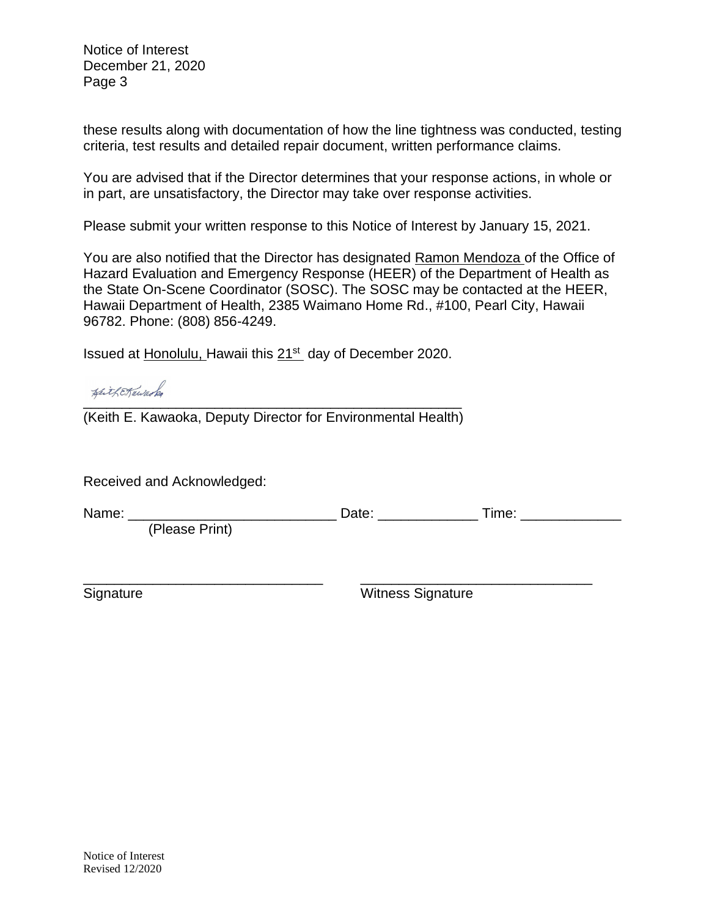these results along with documentation of how the line tightness was conducted, testing criteria, test results and detailed repair document, written performance claims.

You are advised that if the Director determines that your response actions, in whole or in part, are unsatisfactory, the Director may take over response activities.

Please submit your written response to this Notice of Interest by January 15, 2021.

You are also notified that the Director has designated Ramon Mendoza of the Office of Hazard Evaluation and Emergency Response (HEER) of the Department of Health as the State On-Scene Coordinator (SOSC). The SOSC may be contacted at the HEER, Hawaii Department of Health, 2385 Waimano Home Rd., #100, Pearl City, Hawaii 96782. Phone: (808) 856-4249.

Issued at Honolulu, Hawaii this 21st day of December 2020.

_______________________________________________

(Keith E. Kawaoka, Deputy Director for Environmental Health)

Received and Acknowledged:

Name: __________________________ Date: ____________ Time: ____________
(Please Print)

______________________________ ______________________________

Signature Witness Signature